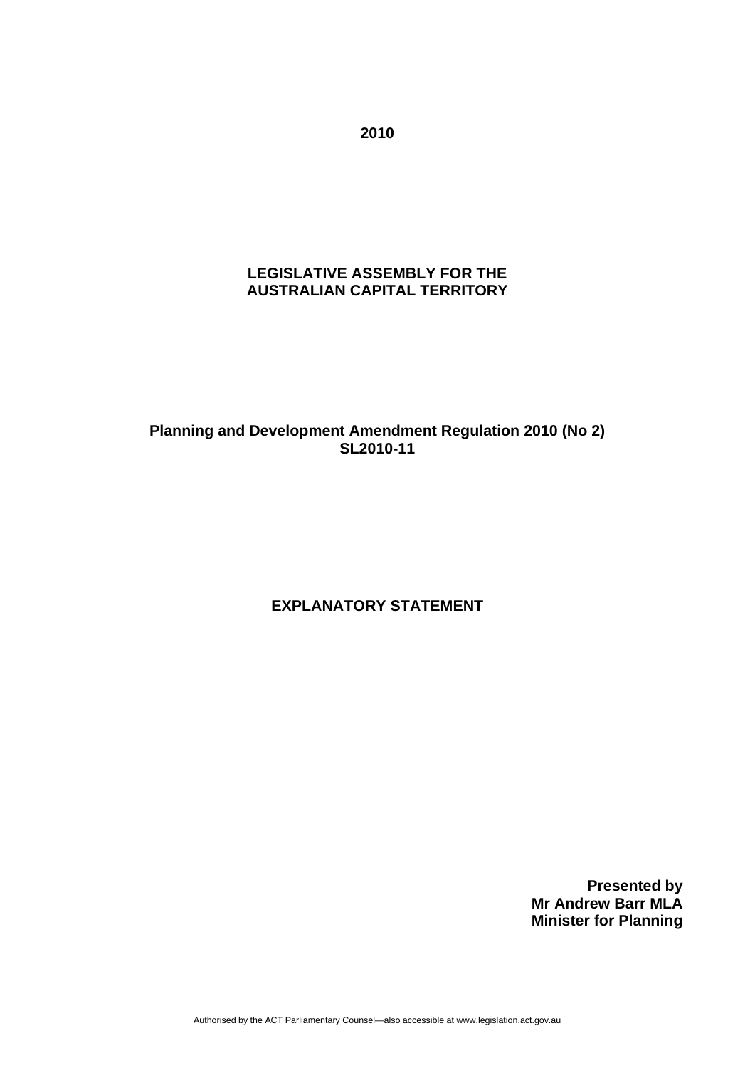**2010**

**LEGISLATIVE ASSEMBLY FOR THE**
**AUSTRALIAN CAPITAL TERRITORY**

**Planning and Development Amendment Regulation 2010 (No 2)**
**SL2010-11**

# EXPLANATORY STATEMENT

**Presented by**
**Mr Andrew Barr MLA**
**Minister for Planning**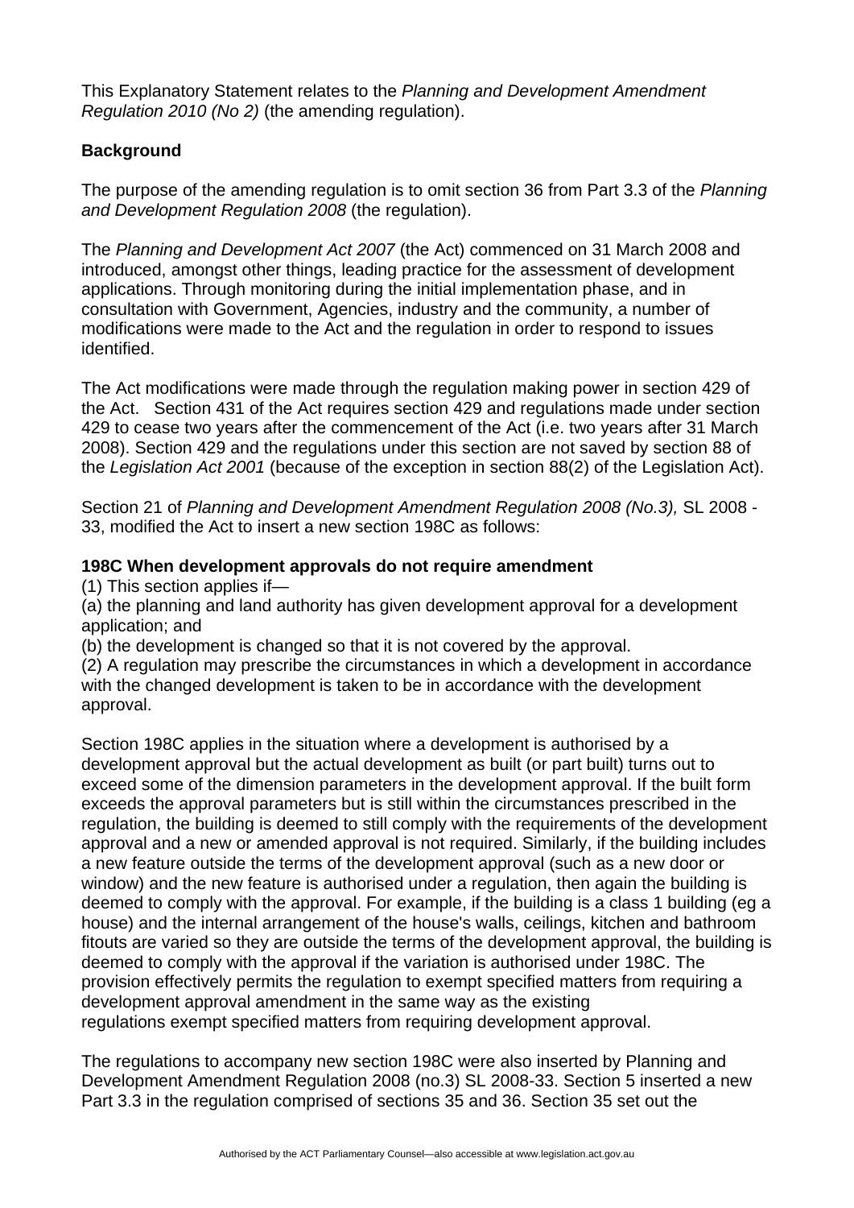This Explanatory Statement relates to the *Planning and Development Amendment Regulation 2010 (No 2)* (the amending regulation).

**Background**

The purpose of the amending regulation is to omit section 36 from Part 3.3 of the *Planning and Development Regulation 2008* (the regulation).

The *Planning and Development Act 2007* (the Act) commenced on 31 March 2008 and introduced, amongst other things, leading practice for the assessment of development applications. Through monitoring during the initial implementation phase, and in consultation with Government, Agencies, industry and the community, a number of modifications were made to the Act and the regulation in order to respond to issues identified.

The Act modifications were made through the regulation making power in section 429 of the Act. Section 431 of the Act requires section 429 and regulations made under section 429 to cease two years after the commencement of the Act (i.e. two years after 31 March 2008). Section 429 and the regulations under this section are not saved by section 88 of the *Legislation Act 2001* (because of the exception in section 88(2) of the Legislation Act).

Section 21 of *Planning and Development Amendment Regulation 2008 (No.3),* SL 2008 - 33, modified the Act to insert a new section 198C as follows:

**198C When development approvals do not require amendment**

(1) This section applies if—

(a) the planning and land authority has given development approval for a development application; and

(b) the development is changed so that it is not covered by the approval.

(2) A regulation may prescribe the circumstances in which a development in accordance with the changed development is taken to be in accordance with the development approval.

Section 198C applies in the situation where a development is authorised by a development approval but the actual development as built (or part built) turns out to exceed some of the dimension parameters in the development approval. If the built form exceeds the approval parameters but is still within the circumstances prescribed in the regulation, the building is deemed to still comply with the requirements of the development approval and a new or amended approval is not required. Similarly, if the building includes a new feature outside the terms of the development approval (such as a new door or window) and the new feature is authorised under a regulation, then again the building is deemed to comply with the approval. For example, if the building is a class 1 building (eg a house) and the internal arrangement of the house's walls, ceilings, kitchen and bathroom fitouts are varied so they are outside the terms of the development approval, the building is deemed to comply with the approval if the variation is authorised under 198C. The provision effectively permits the regulation to exempt specified matters from requiring a development approval amendment in the same way as the existing regulations exempt specified matters from requiring development approval.

The regulations to accompany new section 198C were also inserted by Planning and Development Amendment Regulation 2008 (no.3) SL 2008-33. Section 5 inserted a new Part 3.3 in the regulation comprised of sections 35 and 36. Section 35 set out the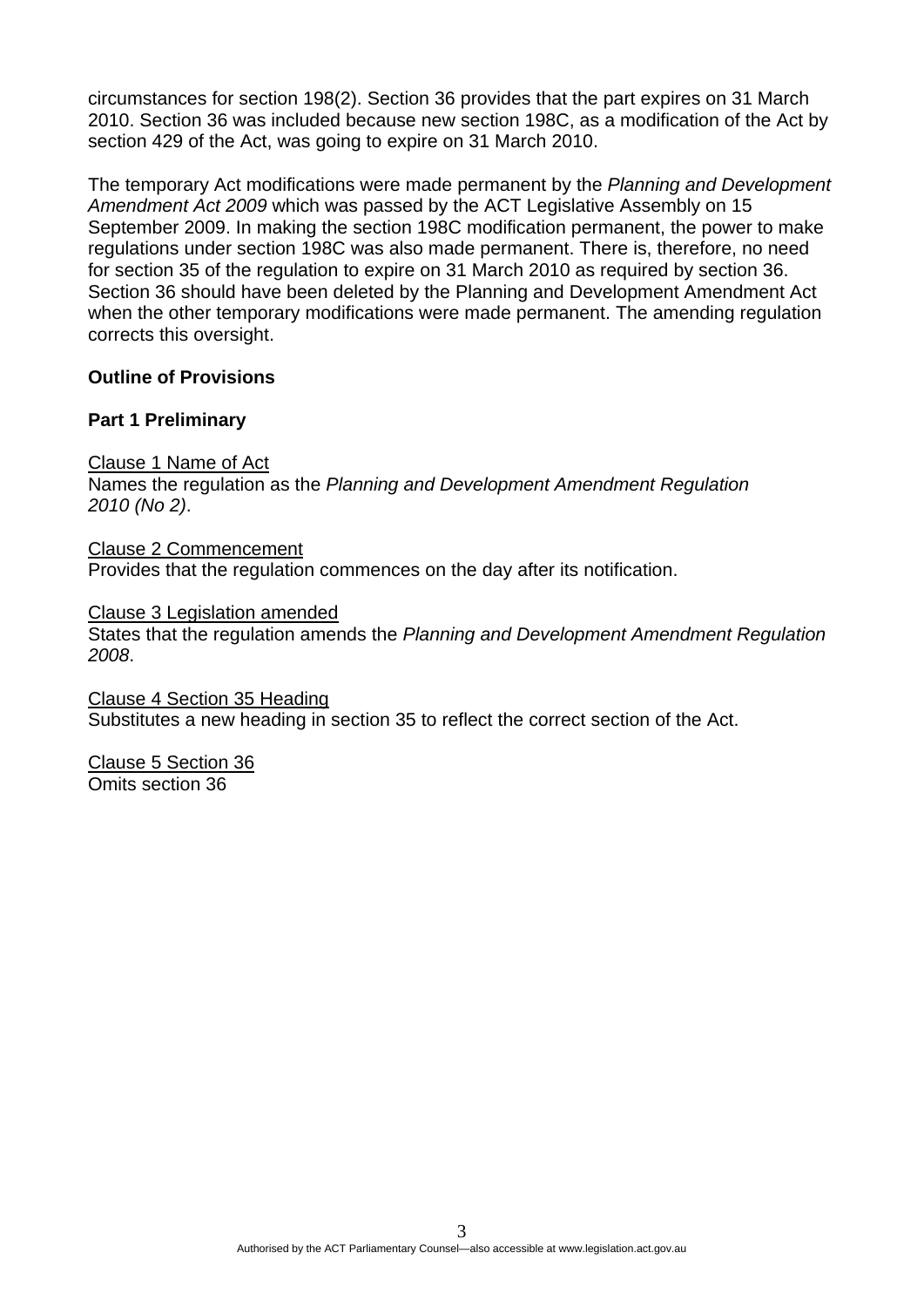circumstances for section 198(2). Section 36 provides that the part expires on 31 March 2010. Section 36 was included because new section 198C, as a modification of the Act by section 429 of the Act, was going to expire on 31 March 2010.

The temporary Act modifications were made permanent by the *Planning and Development Amendment Act 2009* which was passed by the ACT Legislative Assembly on 15 September 2009. In making the section 198C modification permanent, the power to make regulations under section 198C was also made permanent. There is, therefore, no need for section 35 of the regulation to expire on 31 March 2010 as required by section 36. Section 36 should have been deleted by the Planning and Development Amendment Act when the other temporary modifications were made permanent. The amending regulation corrects this oversight.

**Outline of Provisions**

**Part 1 Preliminary**

<u>Clause 1 Name of Act</u>
Names the regulation as the *Planning and Development Amendment Regulation 2010 (No 2)*.

<u>Clause 2 Commencement</u>
Provides that the regulation commences on the day after its notification.

<u>Clause 3 Legislation amended</u>
States that the regulation amends the *Planning and Development Amendment Regulation 2008*.

<u>Clause 4 Section 35 Heading</u>
Substitutes a new heading in section 35 to reflect the correct section of the Act.

<u>Clause 5 Section 36</u>
Omits section 36